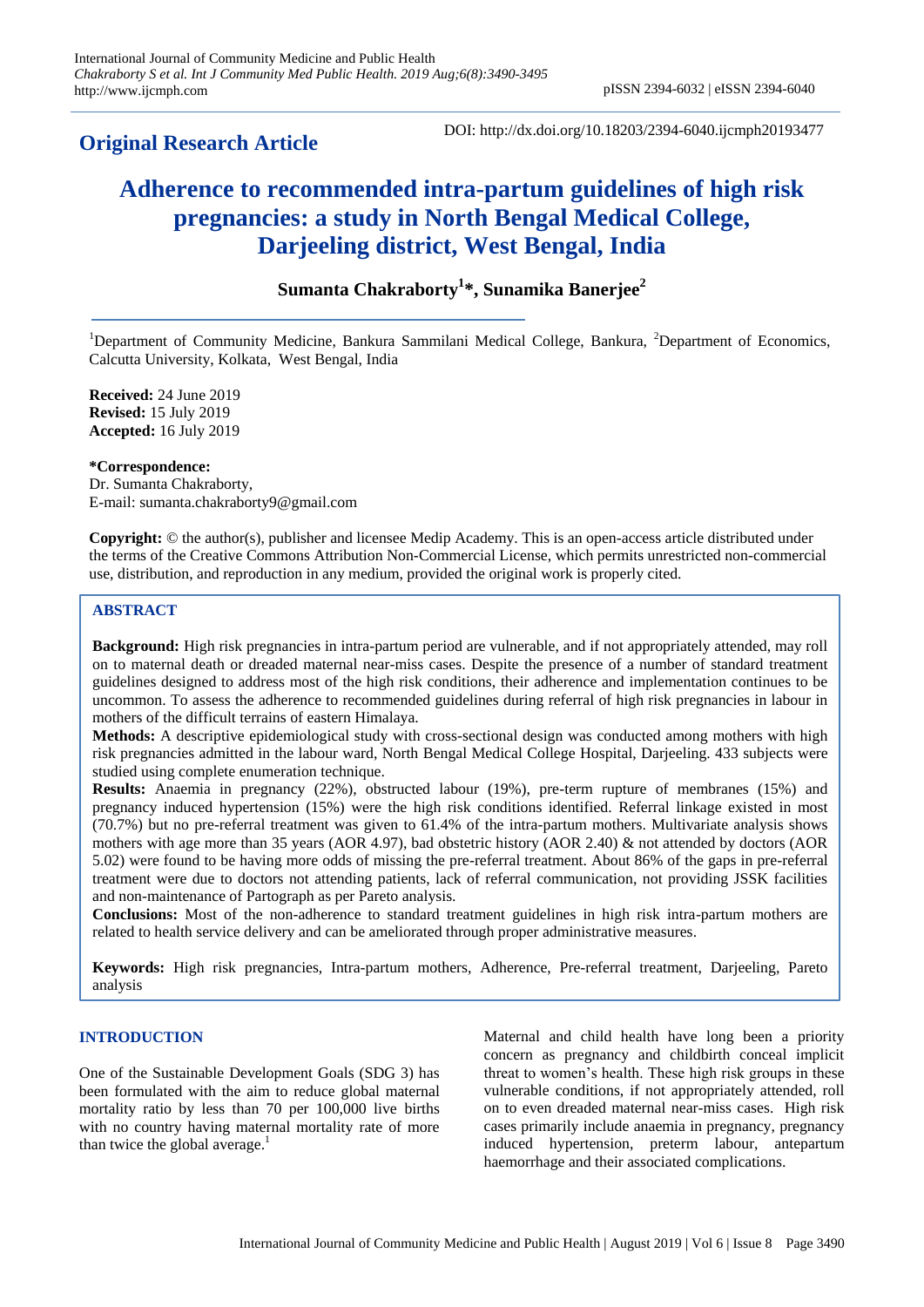**Original Research Article**

DOI: http://dx.doi.org/10.18203/2394-6040.ijcmph20193477

# Adherence to recommended intra-partum guidelines of high risk pregnancies: a study in North Bengal Medical College, Darjeeling district, West Bengal, India

**Sumanta Chakraborty[1]\*, Sunamika Banerjee[2]**

[1]Department of Community Medicine, Bankura Sammilani Medical College, Bankura, [2]Department of Economics, Calcutta University, Kolkata, West Bengal, India

**Received:** 24 June 2019
**Revised:** 15 July 2019
**Accepted:** 16 July 2019

**\*Correspondence:**
Dr. Sumanta Chakraborty,
E-mail: sumanta.chakraborty9@gmail.com

**Copyright:** © the author(s), publisher and licensee Medip Academy. This is an open-access article distributed under the terms of the Creative Commons Attribution Non-Commercial License, which permits unrestricted non-commercial use, distribution, and reproduction in any medium, provided the original work is properly cited.

## ABSTRACT

**Background:** High risk pregnancies in intra-partum period are vulnerable, and if not appropriately attended, may roll on to maternal death or dreaded maternal near-miss cases. Despite the presence of a number of standard treatment guidelines designed to address most of the high risk conditions, their adherence and implementation continues to be uncommon. To assess the adherence to recommended guidelines during referral of high risk pregnancies in labour in mothers of the difficult terrains of eastern Himalaya.

**Methods:** A descriptive epidemiological study with cross-sectional design was conducted among mothers with high risk pregnancies admitted in the labour ward, North Bengal Medical College Hospital, Darjeeling. 433 subjects were studied using complete enumeration technique.

**Results:** Anaemia in pregnancy (22%), obstructed labour (19%), pre-term rupture of membranes (15%) and pregnancy induced hypertension (15%) were the high risk conditions identified. Referral linkage existed in most (70.7%) but no pre-referral treatment was given to 61.4% of the intra-partum mothers. Multivariate analysis shows mothers with age more than 35 years (AOR 4.97), bad obstetric history (AOR 2.40) & not attended by doctors (AOR 5.02) were found to be having more odds of missing the pre-referral treatment. About 86% of the gaps in pre-referral treatment were due to doctors not attending patients, lack of referral communication, not providing JSSK facilities and non-maintenance of Partograph as per Pareto analysis.

**Conclusions:** Most of the non-adherence to standard treatment guidelines in high risk intra-partum mothers are related to health service delivery and can be ameliorated through proper administrative measures.

**Keywords:** High risk pregnancies, Intra-partum mothers, Adherence, Pre-referral treatment, Darjeeling, Pareto analysis

## INTRODUCTION

One of the Sustainable Development Goals (SDG 3) has been formulated with the aim to reduce global maternal mortality ratio by less than 70 per 100,000 live births with no country having maternal mortality rate of more than twice the global average.[1]

Maternal and child health have long been a priority concern as pregnancy and childbirth conceal implicit threat to women's health. These high risk groups in these vulnerable conditions, if not appropriately attended, roll on to even dreaded maternal near-miss cases. High risk cases primarily include anaemia in pregnancy, pregnancy induced hypertension, preterm labour, antepartum haemorrhage and their associated complications.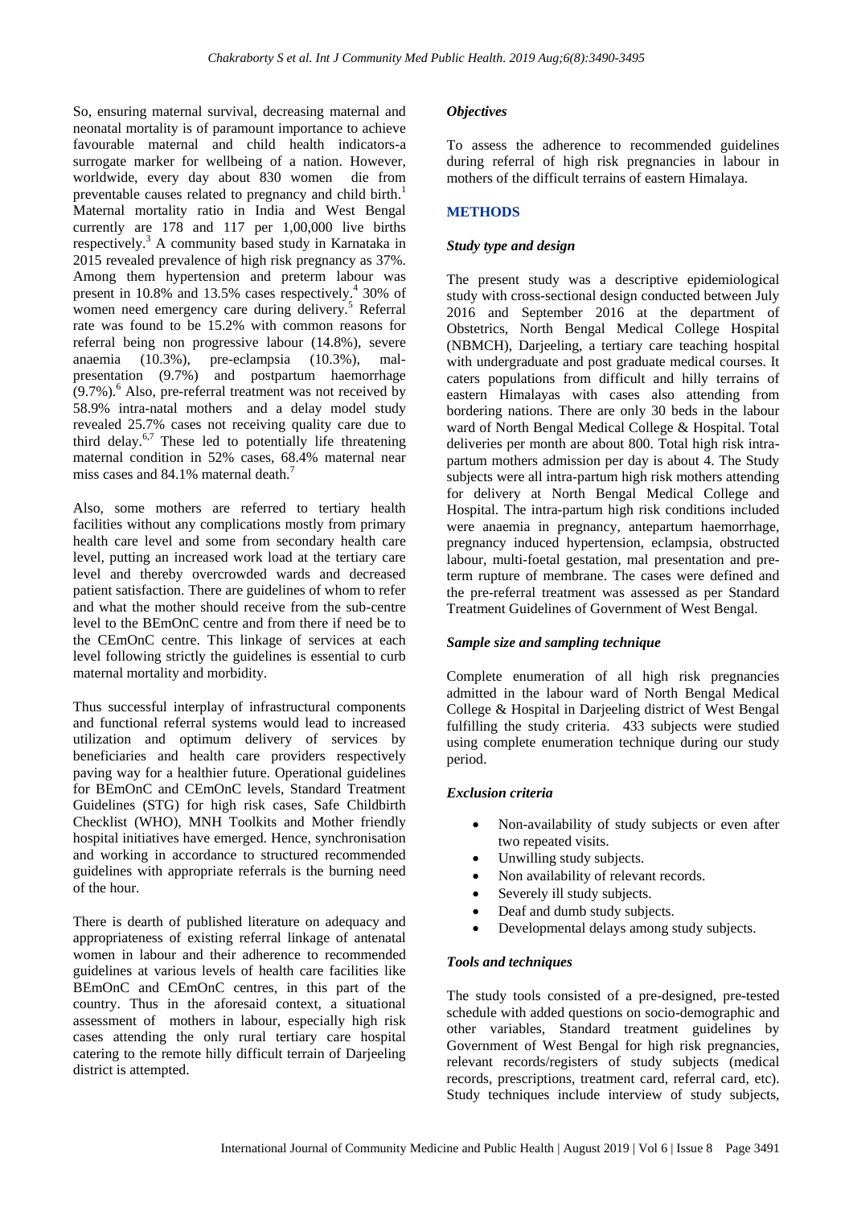So, ensuring maternal survival, decreasing maternal and neonatal mortality is of paramount importance to achieve favourable maternal and child health indicators-a surrogate marker for wellbeing of a nation. However, worldwide, every day about 830 women die from preventable causes related to pregnancy and child birth.[1] Maternal mortality ratio in India and West Bengal currently are 178 and 117 per 1,00,000 live births respectively.[3] A community based study in Karnataka in 2015 revealed prevalence of high risk pregnancy as 37%. Among them hypertension and preterm labour was present in 10.8% and 13.5% cases respectively.[4] 30% of women need emergency care during delivery.[5] Referral rate was found to be 15.2% with common reasons for referral being non progressive labour (14.8%), severe anaemia (10.3%), pre-eclampsia (10.3%), mal-presentation (9.7%) and postpartum haemorrhage (9.7%).[6] Also, pre-referral treatment was not received by 58.9% intra-natal mothers and a delay model study revealed 25.7% cases not receiving quality care due to third delay.[6,7] These led to potentially life threatening maternal condition in 52% cases, 68.4% maternal near miss cases and 84.1% maternal death.[7]

Also, some mothers are referred to tertiary health facilities without any complications mostly from primary health care level and some from secondary health care level, putting an increased work load at the tertiary care level and thereby overcrowded wards and decreased patient satisfaction. There are guidelines of whom to refer and what the mother should receive from the sub-centre level to the BEmOnC centre and from there if need be to the CEmOnC centre. This linkage of services at each level following strictly the guidelines is essential to curb maternal mortality and morbidity.

Thus successful interplay of infrastructural components and functional referral systems would lead to increased utilization and optimum delivery of services by beneficiaries and health care providers respectively paving way for a healthier future. Operational guidelines for BEmOnC and CEmOnC levels, Standard Treatment Guidelines (STG) for high risk cases, Safe Childbirth Checklist (WHO), MNH Toolkits and Mother friendly hospital initiatives have emerged. Hence, synchronisation and working in accordance to structured recommended guidelines with appropriate referrals is the burning need of the hour.

There is dearth of published literature on adequacy and appropriateness of existing referral linkage of antenatal women in labour and their adherence to recommended guidelines at various levels of health care facilities like BEmOnC and CEmOnC centres, in this part of the country. Thus in the aforesaid context, a situational assessment of mothers in labour, especially high risk cases attending the only rural tertiary care hospital catering to the remote hilly difficult terrain of Darjeeling district is attempted.

### *Objectives*

To assess the adherence to recommended guidelines during referral of high risk pregnancies in labour in mothers of the difficult terrains of eastern Himalaya.

## METHODS

### *Study type and design*

The present study was a descriptive epidemiological study with cross-sectional design conducted between July 2016 and September 2016 at the department of Obstetrics, North Bengal Medical College Hospital (NBMCH), Darjeeling, a tertiary care teaching hospital with undergraduate and post graduate medical courses. It caters populations from difficult and hilly terrains of eastern Himalayas with cases also attending from bordering nations. There are only 30 beds in the labour ward of North Bengal Medical College & Hospital. Total deliveries per month are about 800. Total high risk intra-partum mothers admission per day is about 4. The Study subjects were all intra-partum high risk mothers attending for delivery at North Bengal Medical College and Hospital. The intra-partum high risk conditions included were anaemia in pregnancy, antepartum haemorrhage, pregnancy induced hypertension, eclampsia, obstructed labour, multi-foetal gestation, mal presentation and pre-term rupture of membrane. The cases were defined and the pre-referral treatment was assessed as per Standard Treatment Guidelines of Government of West Bengal.

### *Sample size and sampling technique*

Complete enumeration of all high risk pregnancies admitted in the labour ward of North Bengal Medical College & Hospital in Darjeeling district of West Bengal fulfilling the study criteria. 433 subjects were studied using complete enumeration technique during our study period.

### *Exclusion criteria*

- Non-availability of study subjects or even after two repeated visits.
- Unwilling study subjects.
- Non availability of relevant records.
- Severely ill study subjects.
- Deaf and dumb study subjects.
- Developmental delays among study subjects.

### *Tools and techniques*

The study tools consisted of a pre-designed, pre-tested schedule with added questions on socio-demographic and other variables, Standard treatment guidelines by Government of West Bengal for high risk pregnancies, relevant records/registers of study subjects (medical records, prescriptions, treatment card, referral card, etc). Study techniques include interview of study subjects,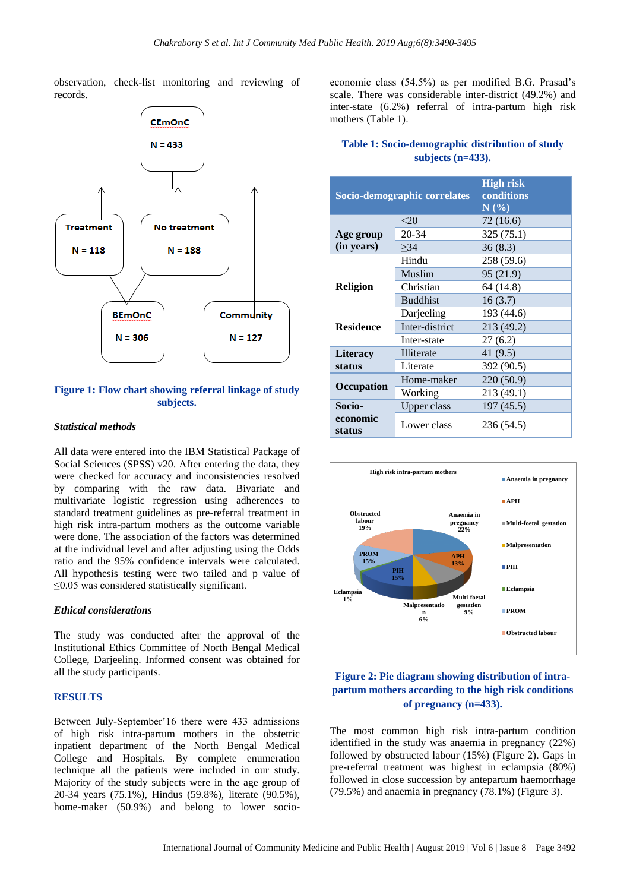observation, check-list monitoring and reviewing of records.

**Figure 1: Flow chart showing referral linkage of study subjects.**

### *Statistical methods*

All data were entered into the IBM Statistical Package of Social Sciences (SPSS) v20. After entering the data, they were checked for accuracy and inconsistencies resolved by comparing with the raw data. Bivariate and multivariate logistic regression using adherences to standard treatment guidelines as pre-referral treatment in high risk intra-partum mothers as the outcome variable were done. The association of the factors was determined at the individual level and after adjusting using the Odds ratio and the 95% confidence intervals were calculated. All hypothesis testing were two tailed and p value of ≤0.05 was considered statistically significant.

### *Ethical considerations*

The study was conducted after the approval of the Institutional Ethics Committee of North Bengal Medical College, Darjeeling. Informed consent was obtained for all the study participants.

## RESULTS

Between July-September'16 there were 433 admissions of high risk intra-partum mothers in the obstetric inpatient department of the North Bengal Medical College and Hospitals. By complete enumeration technique all the patients were included in our study. Majority of the study subjects were in the age group of 20-34 years (75.1%), Hindus (59.8%), literate (90.5%), home-maker (50.9%) and belong to lower socio-economic class (54.5%) as per modified B.G. Prasad's scale. There was considerable inter-district (49.2%) and inter-state (6.2%) referral of intra-partum high risk mothers (Table 1).

**Table 1: Socio-demographic distribution of study subjects (n=433).**

| Socio-demographic correlates | | High risk conditions N (%) |
|---|---|---|
| Age group (in years) | <20 | 72 (16.6) |
| | 20-34 | 325 (75.1) |
| | ≥34 | 36 (8.3) |
| Religion | Hindu | 258 (59.6) |
| | Muslim | 95 (21.9) |
| | Christian | 64 (14.8) |
| | Buddhist | 16 (3.7) |
| Residence | Darjeeling | 193 (44.6) |
| | Inter-district | 213 (49.2) |
| | Inter-state | 27 (6.2) |
| Literacy status | Illiterate | 41 (9.5) |
| | Literate | 392 (90.5) |
| Occupation | Home-maker | 220 (50.9) |
| | Working | 213 (49.1) |
| Socio-economic status | Upper class | 197 (45.5) |
| | Lower class | 236 (54.5) |

**Figure 2: Pie diagram showing distribution of intra-partum mothers according to the high risk conditions of pregnancy (n=433).**

The most common high risk intra-partum condition identified in the study was anaemia in pregnancy (22%) followed by obstructed labour (15%) (Figure 2). Gaps in pre-referral treatment was highest in eclampsia (80%) followed in close succession by antepartum haemorrhage (79.5%) and anaemia in pregnancy (78.1%) (Figure 3).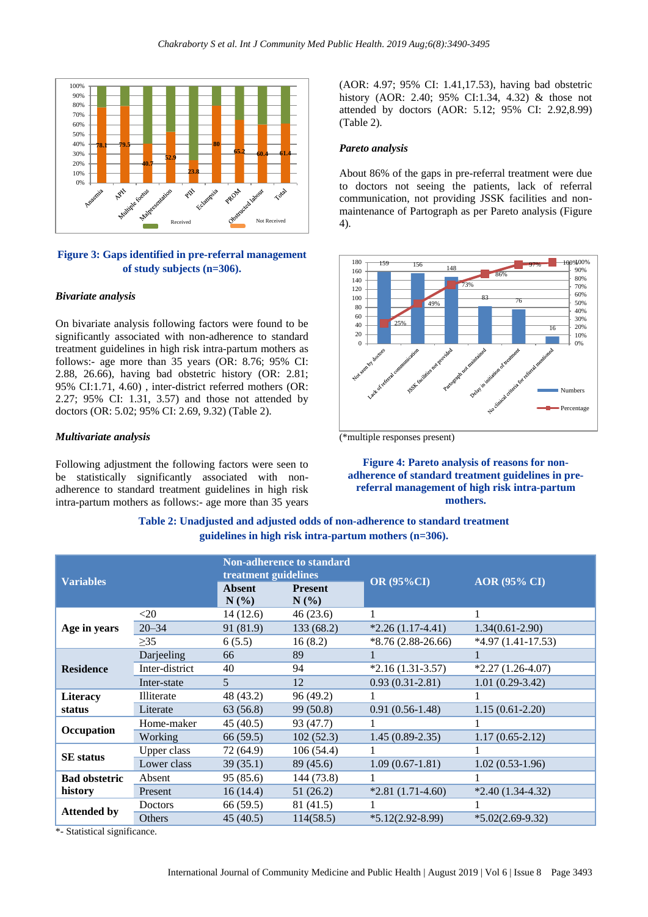**Figure 3: Gaps identified in pre-referral management of study subjects (n=306).**

### *Bivariate analysis*

On bivariate analysis following factors were found to be significantly associated with non-adherence to standard treatment guidelines in high risk intra-partum mothers are as follows:- age more than 35 years (OR: 8.76; 95% CI: 2.88, 26.66), having bad obstetric history (OR: 2.81; 95% CI:1.71, 4.60) , inter-district referred mothers (OR: 2.27; 95% CI: 1.31, 3.57) and those not attended by doctors (OR: 5.02; 95% CI: 2.69, 9.32) (Table 2).

### *Multivariate analysis*

Following adjustment the following factors were seen to be statistically significantly associated with non-adherence to standard treatment guidelines in high risk intra-partum mothers as follows:- age more than 35 years (AOR: 4.97; 95% CI: 1.41,17.53), having bad obstetric history (AOR: 2.40; 95% CI:1.34, 4.32) & those not attended by doctors (AOR: 5.12; 95% CI: 2.92,8.99) (Table 2).

### *Pareto analysis*

About 86% of the gaps in pre-referral treatment were due to doctors not seeing the patients, lack of referral communication, not providing JSSK facilities and non-maintenance of Partograph as per Pareto analysis (Figure 4).

(*multiple responses present)

**Figure 4: Pareto analysis of reasons for non-adherence of standard treatment guidelines in pre-referral management of high risk intra-partum mothers.**

**Table 2: Unadjusted and adjusted odds of non-adherence to standard treatment guidelines in high risk intra-partum mothers (n=306).**

| Variables | | Non-adherence to standard treatment guidelines Absent N (%) | Present N (%) | OR (95%CI) | AOR (95% CI) |
|---|---|---|---|---|---|
| Age in years | <20 | 14 (12.6) | 46 (23.6) | 1 | 1 |
| | 20–34 | 91 (81.9) | 133 (68.2) | *2.26 (1.17-4.41) | 1.34(0.61-2.90) |
| | ≥35 | 6 (5.5) | 16 (8.2) | *8.76 (2.88-26.66) | *4.97 (1.41-17.53) |
| Residence | Darjeeling | 66 | 89 | 1 | 1 |
| | Inter-district | 40 | 94 | *2.16 (1.31-3.57) | *2.27 (1.26-4.07) |
| | Inter-state | 5 | 12 | 0.93 (0.31-2.81) | 1.01 (0.29-3.42) |
| Literacy status | Illiterate | 48 (43.2) | 96 (49.2) | 1 | 1 |
| | Literate | 63 (56.8) | 99 (50.8) | 0.91 (0.56-1.48) | 1.15 (0.61-2.20) |
| Occupation | Home-maker | 45 (40.5) | 93 (47.7) | 1 | 1 |
| | Working | 66 (59.5) | 102 (52.3) | 1.45 (0.89-2.35) | 1.17 (0.65-2.12) |
| SE status | Upper class | 72 (64.9) | 106 (54.4) | 1 | 1 |
| | Lower class | 39 (35.1) | 89 (45.6) | 1.09 (0.67-1.81) | 1.02 (0.53-1.96) |
| Bad obstetric history | Absent | 95 (85.6) | 144 (73.8) | 1 | 1 |
| | Present | 16 (14.4) | 51 (26.2) | *2.81 (1.71-4.60) | *2.40 (1.34-4.32) |
| Attended by | Doctors | 66 (59.5) | 81 (41.5) | 1 | 1 |
| | Others | 45 (40.5) | 114(58.5) | *5.12(2.92-8.99) | *5.02(2.69-9.32) |

*- Statistical significance.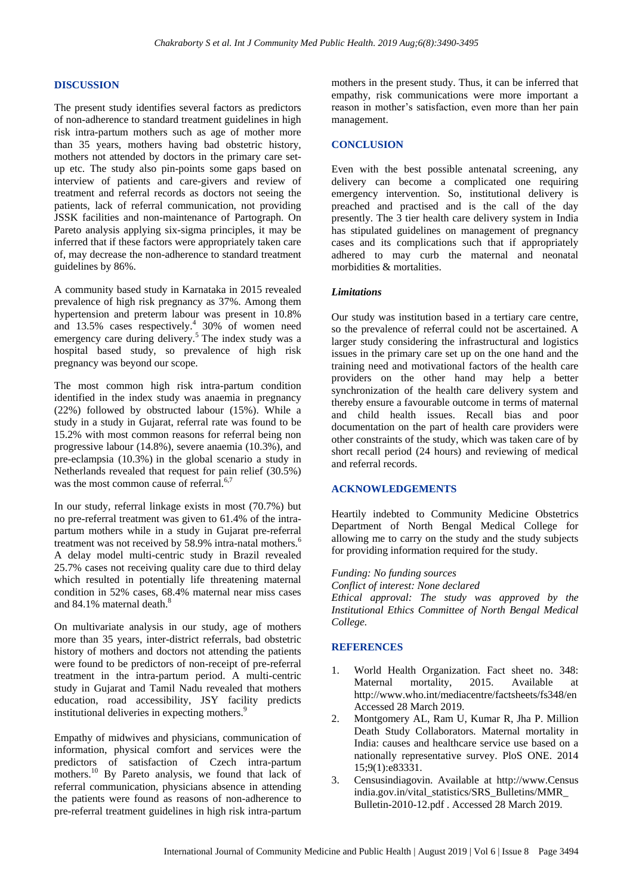## DISCUSSION

The present study identifies several factors as predictors of non-adherence to standard treatment guidelines in high risk intra-partum mothers such as age of mother more than 35 years, mothers having bad obstetric history, mothers not attended by doctors in the primary care set-up etc. The study also pin-points some gaps based on interview of patients and care-givers and review of treatment and referral records as doctors not seeing the patients, lack of referral communication, not providing JSSK facilities and non-maintenance of Partograph. On Pareto analysis applying six-sigma principles, it may be inferred that if these factors were appropriately taken care of, may decrease the non-adherence to standard treatment guidelines by 86%.

A community based study in Karnataka in 2015 revealed prevalence of high risk pregnancy as 37%. Among them hypertension and preterm labour was present in 10.8% and 13.5% cases respectively.[4] 30% of women need emergency care during delivery.[5] The index study was a hospital based study, so prevalence of high risk pregnancy was beyond our scope.

The most common high risk intra-partum condition identified in the index study was anaemia in pregnancy (22%) followed by obstructed labour (15%). While a study in Gujarat, referral rate was found to be 15.2% with most common reasons for referral being non progressive labour (14.8%), severe anaemia (10.3%), and pre-eclampsia (10.3%) in the global scenario a study in Netherlands revealed that request for pain relief (30.5%) was the most common cause of referral.[6,7]

In our study, referral linkage exists in most (70.7%) but no pre-referral treatment was given to 61.4% of the intra-partum mothers while in a study in Gujarat pre-referral treatment was not received by 58.9% intra-natal mothers.[6] A delay model multi-centric study in Brazil revealed 25.7% cases not receiving quality care due to third delay which resulted in potentially life threatening maternal condition in 52% cases, 68.4% maternal near miss cases and 84.1% maternal death.[8]

On multivariate analysis in our study, age of mothers more than 35 years, inter-district referrals, bad obstetric history of mothers and doctors not attending the patients were found to be predictors of non-receipt of pre-referral treatment in the intra-partum period. A multi-centric study in Gujarat and Tamil Nadu revealed that mothers education, road accessibility, JSY facility predicts institutional deliveries in expecting mothers.[9]

Empathy of midwives and physicians, communication of information, physical comfort and services were the predictors of satisfaction of Czech intra-partum mothers.[10] By Pareto analysis, we found that lack of referral communication, physicians absence in attending the patients were found as reasons of non-adherence to pre-referral treatment guidelines in high risk intra-partum mothers in the present study. Thus, it can be inferred that empathy, risk communications were more important a reason in mother's satisfaction, even more than her pain management.

## CONCLUSION

Even with the best possible antenatal screening, any delivery can become a complicated one requiring emergency intervention. So, institutional delivery is preached and practised and is the call of the day presently. The 3 tier health care delivery system in India has stipulated guidelines on management of pregnancy cases and its complications such that if appropriately adhered to may curb the maternal and neonatal morbidities & mortalities.

### *Limitations*

Our study was institution based in a tertiary care centre, so the prevalence of referral could not be ascertained. A larger study considering the infrastructural and logistics issues in the primary care set up on the one hand and the training need and motivational factors of the health care providers on the other hand may help a better synchronization of the health care delivery system and thereby ensure a favourable outcome in terms of maternal and child health issues. Recall bias and poor documentation on the part of health care providers were other constraints of the study, which was taken care of by short recall period (24 hours) and reviewing of medical and referral records.

## ACKNOWLEDGEMENTS

Heartily indebted to Community Medicine Obstetrics Department of North Bengal Medical College for allowing me to carry on the study and the study subjects for providing information required for the study.

*Funding: No funding sources*
*Conflict of interest: None declared*
*Ethical approval: The study was approved by the Institutional Ethics Committee of North Bengal Medical College.*

## REFERENCES

1. World Health Organization. Fact sheet no. 348: Maternal mortality, 2015. Available at http://www.who.int/mediacentre/factsheets/fs348/en Accessed 28 March 2019.
2. Montgomery AL, Ram U, Kumar R, Jha P. Million Death Study Collaborators. Maternal mortality in India: causes and healthcare service use based on a nationally representative survey. PloS ONE. 2014 15;9(1):e83331.
3. Censusindiagovin. Available at http://www.Census india.gov.in/vital_statistics/SRS_Bulletins/MMR_ Bulletin-2010-12.pdf . Accessed 28 March 2019.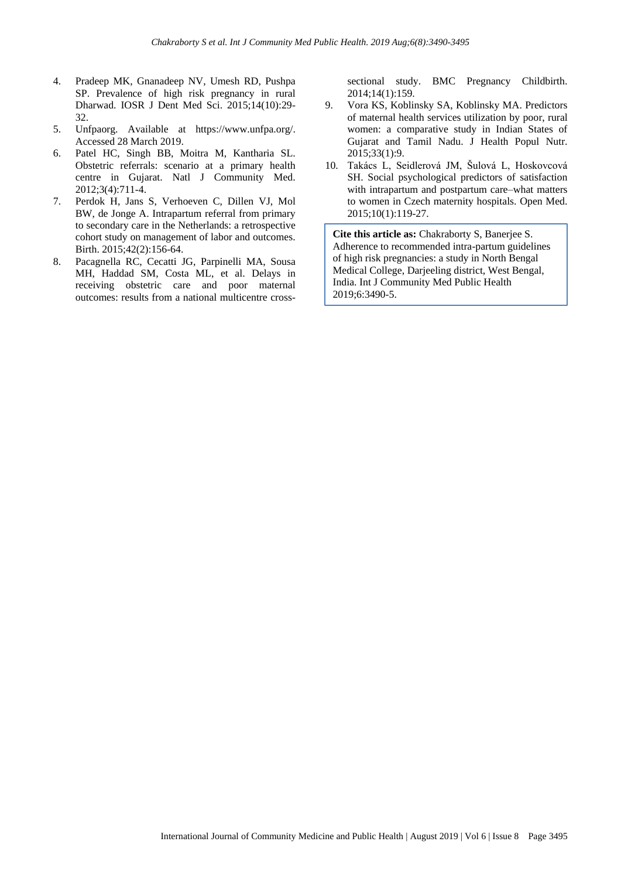4. Pradeep MK, Gnanadeep NV, Umesh RD, Pushpa SP. Prevalence of high risk pregnancy in rural Dharwad. IOSR J Dent Med Sci. 2015;14(10):29-32.
5. Unfpaorg. Available at https://www.unfpa.org/. Accessed 28 March 2019.
6. Patel HC, Singh BB, Moitra M, Kantharia SL. Obstetric referrals: scenario at a primary health centre in Gujarat. Natl J Community Med. 2012;3(4):711-4.
7. Perdok H, Jans S, Verhoeven C, Dillen VJ, Mol BW, de Jonge A. Intrapartum referral from primary to secondary care in the Netherlands: a retrospective cohort study on management of labor and outcomes. Birth. 2015;42(2):156-64.
8. Pacagnella RC, Cecatti JG, Parpinelli MA, Sousa MH, Haddad SM, Costa ML, et al. Delays in receiving obstetric care and poor maternal outcomes: results from a national multicentre cross-sectional study. BMC Pregnancy Childbirth. 2014;14(1):159.
9. Vora KS, Koblinsky SA, Koblinsky MA. Predictors of maternal health services utilization by poor, rural women: a comparative study in Indian States of Gujarat and Tamil Nadu. J Health Popul Nutr. 2015;33(1):9.
10. Takács L, Seidlerová JM, Šulová L, Hoskovcová SH. Social psychological predictors of satisfaction with intrapartum and postpartum care–what matters to women in Czech maternity hospitals. Open Med. 2015;10(1):119-27.

**Cite this article as:** Chakraborty S, Banerjee S. Adherence to recommended intra-partum guidelines of high risk pregnancies: a study in North Bengal Medical College, Darjeeling district, West Bengal, India. Int J Community Med Public Health 2019;6:3490-5.